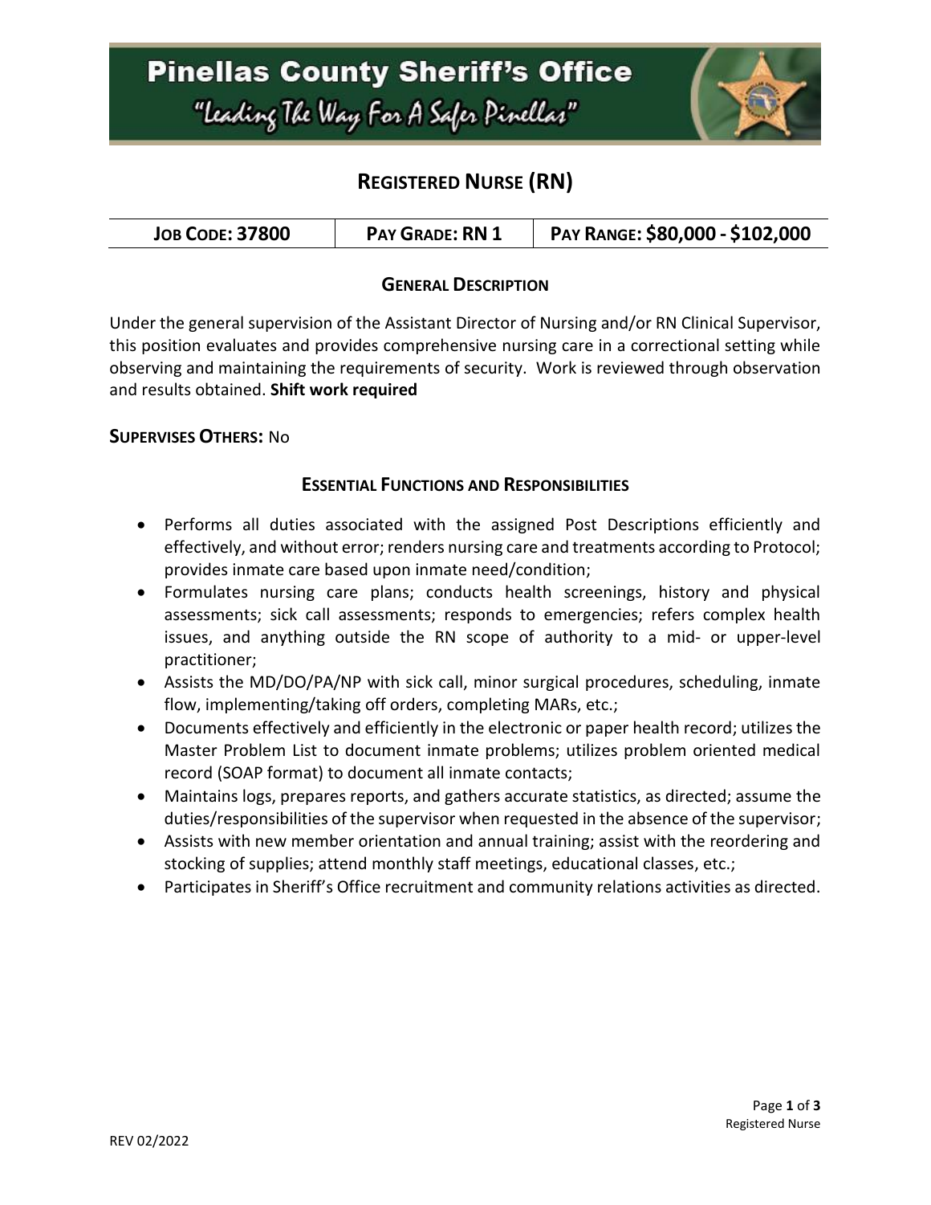# Pinellas County Sheriff's Office

*"Leading The Way For A Safer Pinellas"*

## REGISTERED NURSE (RN)

| JOB CODE: 37800 | PAY GRADE: RN 1 | PAY RANGE: $80,000 - $102,000 |
|---|---|---|

### GENERAL DESCRIPTION

Under the general supervision of the Assistant Director of Nursing and/or RN Clinical Supervisor, this position evaluates and provides comprehensive nursing care in a correctional setting while observing and maintaining the requirements of security. Work is reviewed through observation and results obtained. **Shift work required**

**SUPERVISES OTHERS:** No

### ESSENTIAL FUNCTIONS AND RESPONSIBILITIES

- Performs all duties associated with the assigned Post Descriptions efficiently and effectively, and without error; renders nursing care and treatments according to Protocol; provides inmate care based upon inmate need/condition;
- Formulates nursing care plans; conducts health screenings, history and physical assessments; sick call assessments; responds to emergencies; refers complex health issues, and anything outside the RN scope of authority to a mid- or upper-level practitioner;
- Assists the MD/DO/PA/NP with sick call, minor surgical procedures, scheduling, inmate flow, implementing/taking off orders, completing MARs, etc.;
- Documents effectively and efficiently in the electronic or paper health record; utilizes the Master Problem List to document inmate problems; utilizes problem oriented medical record (SOAP format) to document all inmate contacts;
- Maintains logs, prepares reports, and gathers accurate statistics, as directed; assume the duties/responsibilities of the supervisor when requested in the absence of the supervisor;
- Assists with new member orientation and annual training; assist with the reordering and stocking of supplies; attend monthly staff meetings, educational classes, etc.;
- Participates in Sheriff's Office recruitment and community relations activities as directed.

REV 02/2022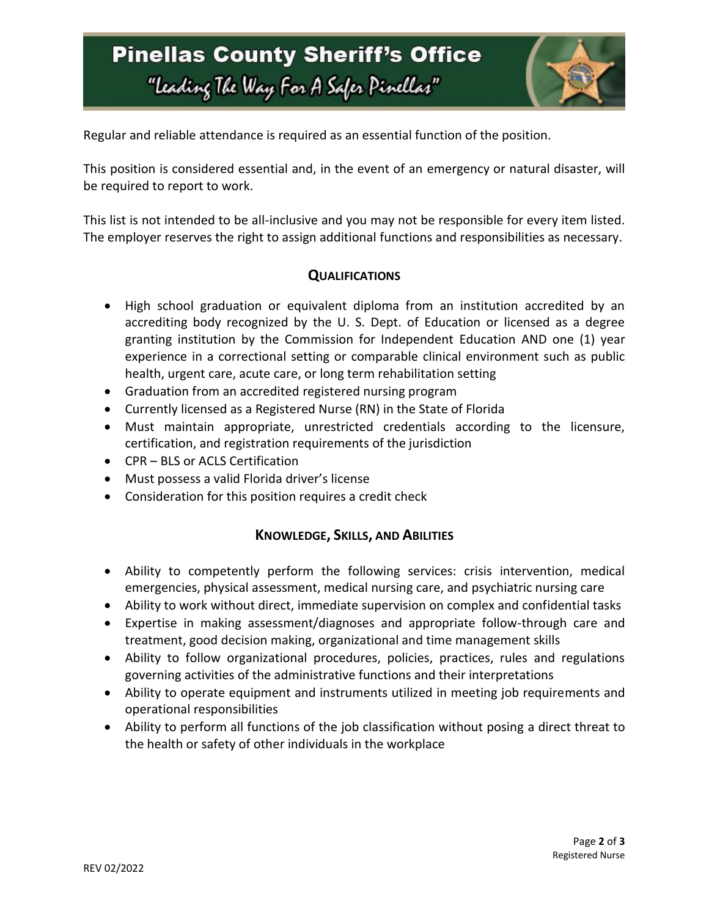Regular and reliable attendance is required as an essential function of the position.

This position is considered essential and, in the event of an emergency or natural disaster, will be required to report to work.

This list is not intended to be all-inclusive and you may not be responsible for every item listed. The employer reserves the right to assign additional functions and responsibilities as necessary.

## QUALIFICATIONS

- High school graduation or equivalent diploma from an institution accredited by an accrediting body recognized by the U. S. Dept. of Education or licensed as a degree granting institution by the Commission for Independent Education AND one (1) year experience in a correctional setting or comparable clinical environment such as public health, urgent care, acute care, or long term rehabilitation setting
- Graduation from an accredited registered nursing program
- Currently licensed as a Registered Nurse (RN) in the State of Florida
- Must maintain appropriate, unrestricted credentials according to the licensure, certification, and registration requirements of the jurisdiction
- CPR – BLS or ACLS Certification
- Must possess a valid Florida driver's license
- Consideration for this position requires a credit check

## KNOWLEDGE, SKILLS, AND ABILITIES

- Ability to competently perform the following services: crisis intervention, medical emergencies, physical assessment, medical nursing care, and psychiatric nursing care
- Ability to work without direct, immediate supervision on complex and confidential tasks
- Expertise in making assessment/diagnoses and appropriate follow-through care and treatment, good decision making, organizational and time management skills
- Ability to follow organizational procedures, policies, practices, rules and regulations governing activities of the administrative functions and their interpretations
- Ability to operate equipment and instruments utilized in meeting job requirements and operational responsibilities
- Ability to perform all functions of the job classification without posing a direct threat to the health or safety of other individuals in the workplace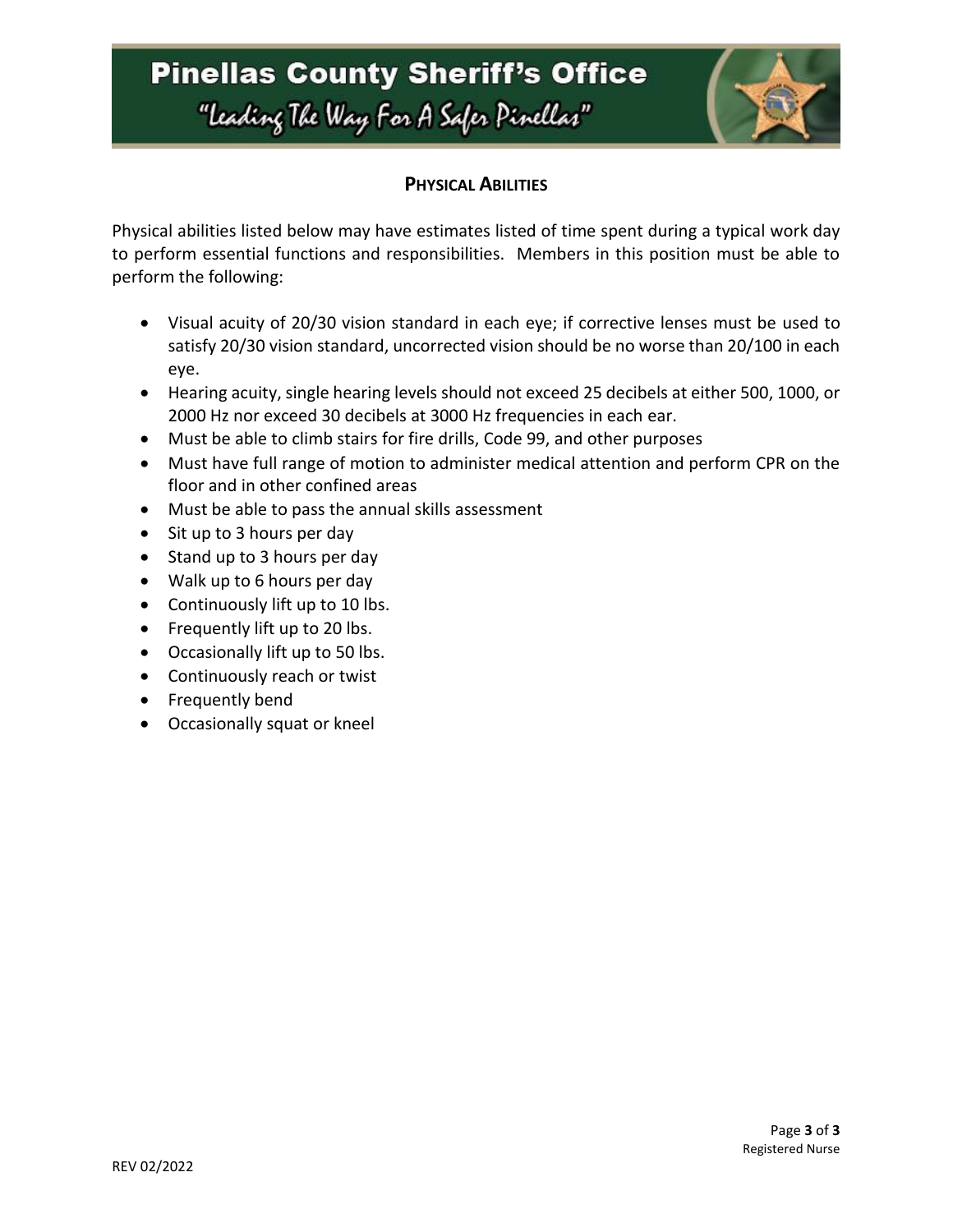## PHYSICAL ABILITIES

Physical abilities listed below may have estimates listed of time spent during a typical work day to perform essential functions and responsibilities. Members in this position must be able to perform the following:

- Visual acuity of 20/30 vision standard in each eye; if corrective lenses must be used to satisfy 20/30 vision standard, uncorrected vision should be no worse than 20/100 in each eye.
- Hearing acuity, single hearing levels should not exceed 25 decibels at either 500, 1000, or 2000 Hz nor exceed 30 decibels at 3000 Hz frequencies in each ear.
- Must be able to climb stairs for fire drills, Code 99, and other purposes
- Must have full range of motion to administer medical attention and perform CPR on the floor and in other confined areas
- Must be able to pass the annual skills assessment
- Sit up to 3 hours per day
- Stand up to 3 hours per day
- Walk up to 6 hours per day
- Continuously lift up to 10 lbs.
- Frequently lift up to 20 lbs.
- Occasionally lift up to 50 lbs.
- Continuously reach or twist
- Frequently bend
- Occasionally squat or kneel